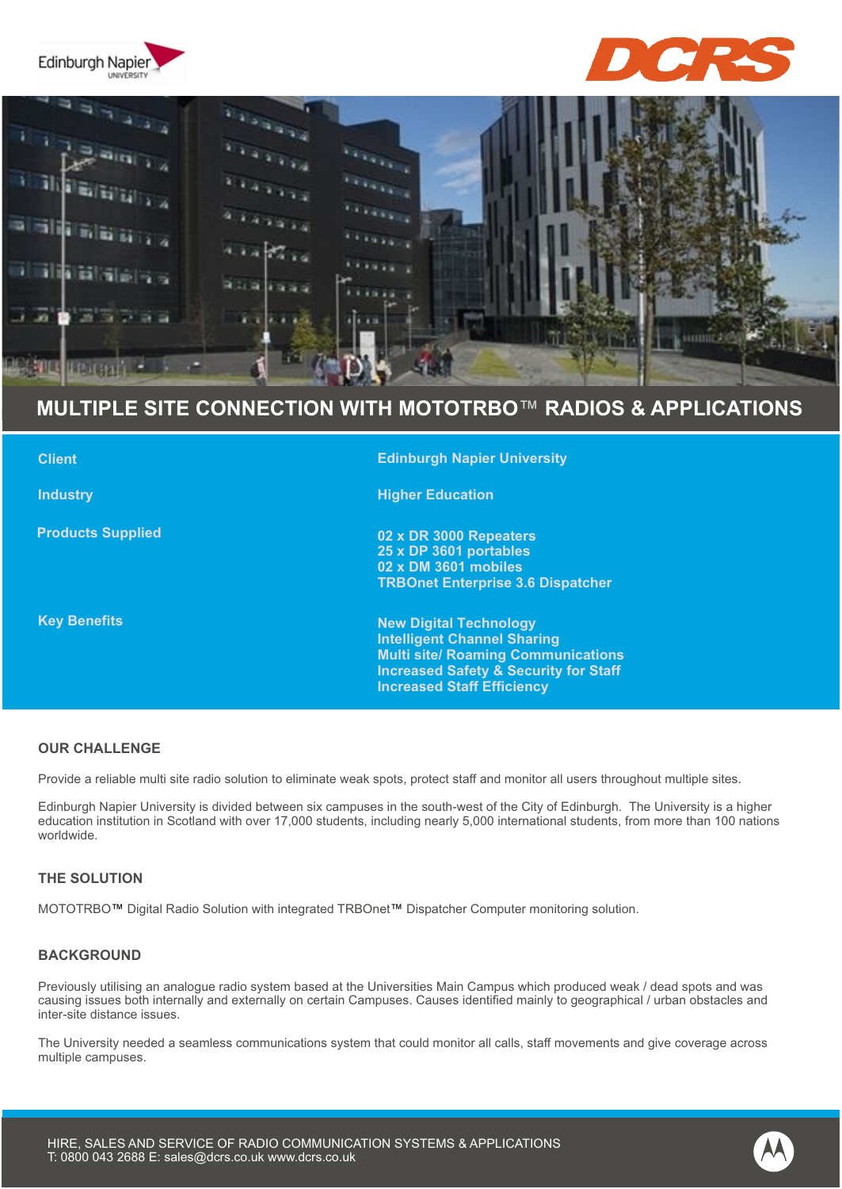# MULTIPLE SITE CONNECTION WITH MOTOTRBO™ RADIOS & APPLICATIONS

| | |
|---|---|
| **Client** | **Edinburgh Napier University** |
| **Industry** | **Higher Education** |
| **Products Supplied** | **02 x DR 3000 Repeaters**<br>**25 x DP 3601 portables**<br>**02 x DM 3601 mobiles**<br>**TRBOnet Enterprise 3.6 Dispatcher** |
| **Key Benefits** | **New Digital Technology**<br>**Intelligent Channel Sharing**<br>**Multi site/ Roaming Communications**<br>**Increased Safety & Security for Staff**<br>**Increased Staff Efficiency** |

## OUR CHALLENGE

Provide a reliable multi site radio solution to eliminate weak spots, protect staff and monitor all users throughout multiple sites.

Edinburgh Napier University is divided between six campuses in the south-west of the City of Edinburgh. The University is a higher education institution in Scotland with over 17,000 students, including nearly 5,000 international students, from more than 100 nations worldwide.

## THE SOLUTION

MOTOTRBO™ Digital Radio Solution with integrated TRBOnet™ Dispatcher Computer monitoring solution.

## BACKGROUND

Previously utilising an analogue radio system based at the Universities Main Campus which produced weak / dead spots and was causing issues both internally and externally on certain Campuses. Causes identified mainly to geographical / urban obstacles and inter-site distance issues.

The University needed a seamless communications system that could monitor all calls, staff movements and give coverage across multiple campuses.

HIRE, SALES AND SERVICE OF RADIO COMMUNICATION SYSTEMS & APPLICATIONS
T: 0800 043 2688 E: sales@dcrs.co.uk www.dcrs.co.uk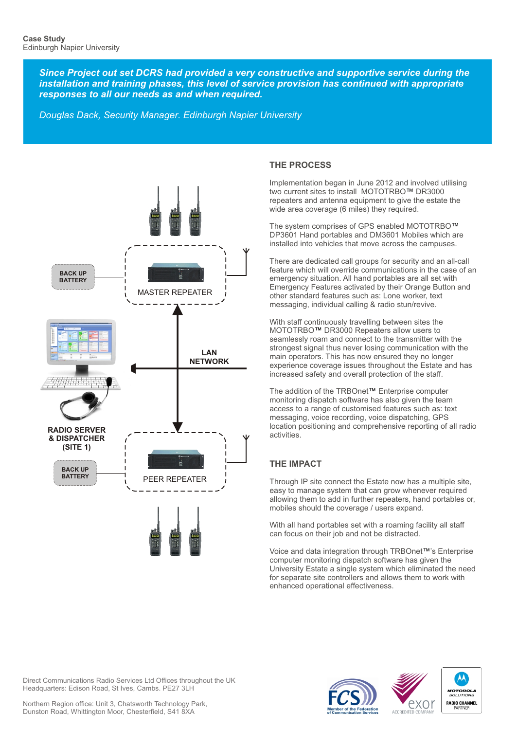**Case Study**
Edinburgh Napier University

***Since Project out set DCRS had provided a very constructive and supportive service during the installation and training phases, this level of service provision has continued with appropriate responses to all our needs as and when required.***

*Douglas Dack, Security Manager. Edinburgh Napier University*

BACK UP BATTERY

MASTER REPEATER

LAN NETWORK

RADIO SERVER & DISPATCHER (SITE 1)

BACK UP BATTERY

PEER REPEATER

## THE PROCESS

Implementation began in June 2012 and involved utilising two current sites to install MOTOTRBO™ DR3000 repeaters and antenna equipment to give the estate the wide area coverage (6 miles) they required.

The system comprises of GPS enabled MOTOTRBO™ DP3601 Hand portables and DM3601 Mobiles which are installed into vehicles that move across the campuses.

There are dedicated call groups for security and an all-call feature which will override communications in the case of an emergency situation. All hand portables are all set with Emergency Features activated by their Orange Button and other standard features such as: Lone worker, text messaging, individual calling & radio stun/revive.

With staff continuously travelling between sites the MOTOTRBO™ DR3000 Repeaters allow users to seamlessly roam and connect to the transmitter with the strongest signal thus never losing communication with the main operators. This has now ensured they no longer experience coverage issues throughout the Estate and has increased safety and overall protection of the staff.

The addition of the TRBOnet™ Enterprise computer monitoring dispatch software has also given the team access to a range of customised features such as: text messaging, voice recording, voice dispatching, GPS location positioning and comprehensive reporting of all radio activities.

## THE IMPACT

Through IP site connect the Estate now has a multiple site, easy to manage system that can grow whenever required allowing them to add in further repeaters, hand portables or, mobiles should the coverage / users expand.

With all hand portables set with a roaming facility all staff can focus on their job and not be distracted.

Voice and data integration through TRBOnet™'s Enterprise computer monitoring dispatch software has given the University Estate a single system which eliminated the need for separate site controllers and allows them to work with enhanced operational effectiveness.

Direct Communications Radio Services Ltd Offices throughout the UK
Headquarters: Edison Road, St Ives, Cambs. PE27 3LH

Northern Region office: Unit 3, Chatsworth Technology Park, Dunston Road, Whittington Moor, Chesterfield, S41 8XA

FCS Member of the Federation of Communication Services

exor ACCREDITED COMPANY

MOTOROLA SOLUTIONS RADIO CHANNEL PARTNER